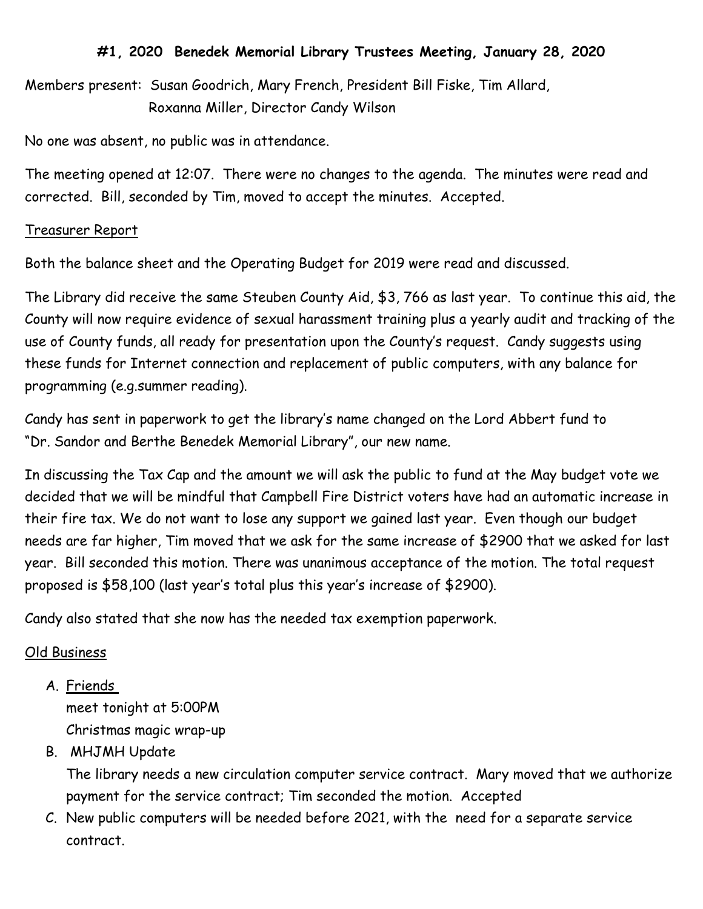**#1, 2020 Benedek Memorial Library Trustees Meeting, January 28, 2020**

Members present: Susan Goodrich, Mary French, President Bill Fiske, Tim Allard, Roxanna Miller, Director Candy Wilson

No one was absent, no public was in attendance.

The meeting opened at 12:07. There were no changes to the agenda. The minutes were read and corrected. Bill, seconded by Tim, moved to accept the minutes. Accepted.

<u>Treasurer Report</u>

Both the balance sheet and the Operating Budget for 2019 were read and discussed.

The Library did receive the same Steuben County Aid, $3, 766 as last year. To continue this aid, the County will now require evidence of sexual harassment training plus a yearly audit and tracking of the use of County funds, all ready for presentation upon the County's request. Candy suggests using these funds for Internet connection and replacement of public computers, with any balance for programming (e.g.summer reading).

Candy has sent in paperwork to get the library's name changed on the Lord Abbert fund to "Dr. Sandor and Berthe Benedek Memorial Library", our new name.

In discussing the Tax Cap and the amount we will ask the public to fund at the May budget vote we decided that we will be mindful that Campbell Fire District voters have had an automatic increase in their fire tax. We do not want to lose any support we gained last year. Even though our budget needs are far higher, Tim moved that we ask for the same increase of $2900 that we asked for last year. Bill seconded this motion. There was unanimous acceptance of the motion. The total request proposed is $58,100 (last year's total plus this year's increase of $2900).

Candy also stated that she now has the needed tax exemption paperwork.

<u>Old Business</u>

A. <u>Friends</u>
   meet tonight at 5:00PM
   Christmas magic wrap-up
B. MHJMH Update
   The library needs a new circulation computer service contract. Mary moved that we authorize payment for the service contract; Tim seconded the motion. Accepted
C. New public computers will be needed before 2021, with the need for a separate service contract.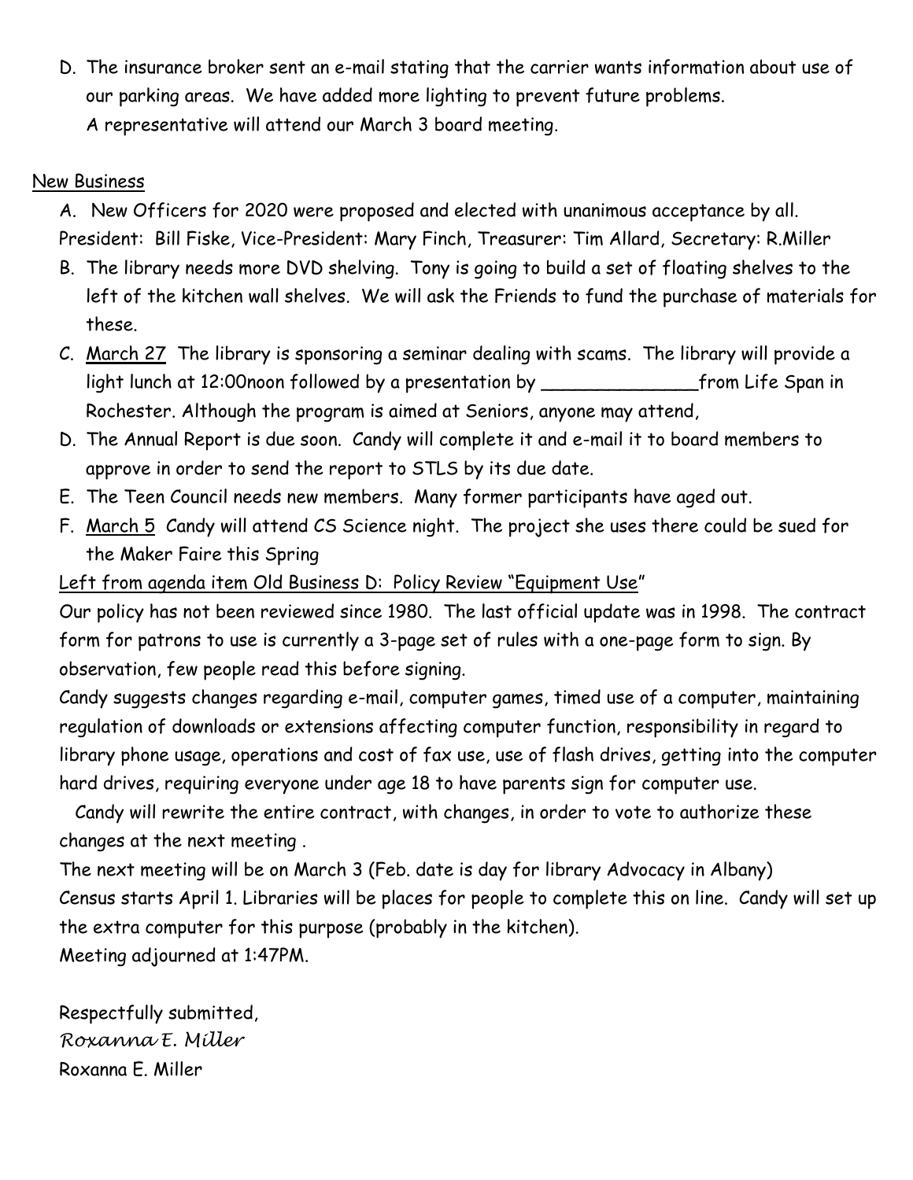D. The insurance broker sent an e-mail stating that the carrier wants information about use of our parking areas. We have added more lighting to prevent future problems. A representative will attend our March 3 board meeting.

<u>New Business</u>

A. New Officers for 2020 were proposed and elected with unanimous acceptance by all.
President: Bill Fiske, Vice-President: Mary Finch, Treasurer: Tim Allard, Secretary: R.Miller

B. The library needs more DVD shelving. Tony is going to build a set of floating shelves to the left of the kitchen wall shelves. We will ask the Friends to fund the purchase of materials for these.

C. <u>March 27</u> The library is sponsoring a seminar dealing with scams. The library will provide a light lunch at 12:00noon followed by a presentation by _______________from Life Span in Rochester. Although the program is aimed at Seniors, anyone may attend,

D. The Annual Report is due soon. Candy will complete it and e-mail it to board members to approve in order to send the report to STLS by its due date.

E. The Teen Council needs new members. Many former participants have aged out.

F. <u>March 5</u> Candy will attend CS Science night. The project she uses there could be sued for the Maker Faire this Spring

<u>Left from agenda item Old Business D: Policy Review "Equipment Use</u>"

Our policy has not been reviewed since 1980. The last official update was in 1998. The contract form for patrons to use is currently a 3-page set of rules with a one-page form to sign. By observation, few people read this before signing.

Candy suggests changes regarding e-mail, computer games, timed use of a computer, maintaining regulation of downloads or extensions affecting computer function, responsibility in regard to library phone usage, operations and cost of fax use, use of flash drives, getting into the computer hard drives, requiring everyone under age 18 to have parents sign for computer use.

Candy will rewrite the entire contract, with changes, in order to vote to authorize these changes at the next meeting .

The next meeting will be on March 3 (Feb. date is day for library Advocacy in Albany)

Census starts April 1. Libraries will be places for people to complete this on line. Candy will set up the extra computer for this purpose (probably in the kitchen).

Meeting adjourned at 1:47PM.

Respectfully submitted,

*Roxanna E. Miller*

Roxanna E. Miller